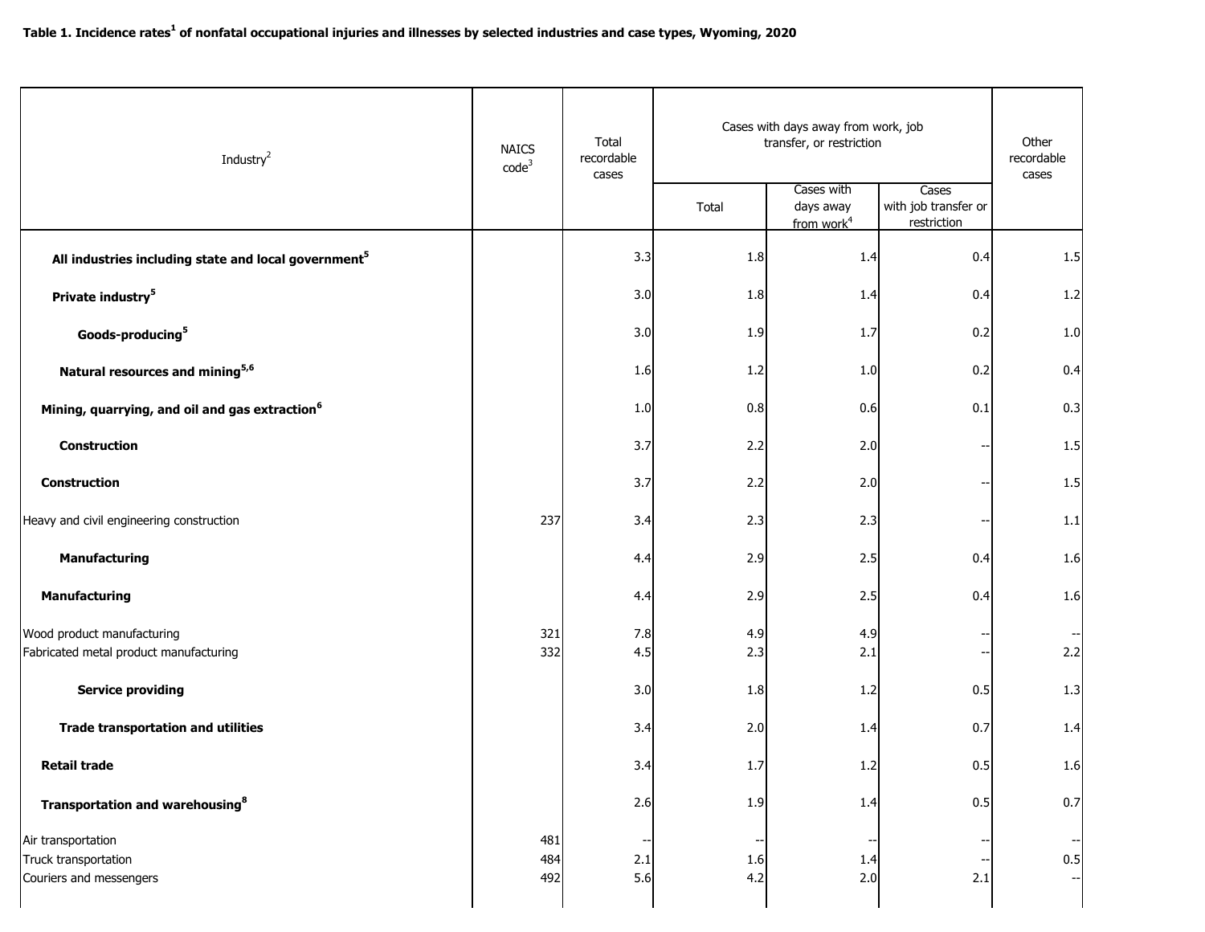**Table 1. Incidence rates[1] of nonfatal occupational injuries and illnesses by selected industries and case types, Wyoming, 2020**

| Industry[2] | NAICS code[3] | Total recordable cases | Cases with days away from work, job transfer, or restriction | | | Other recordable cases |
|---|---|---|---|---|---|---|
| | | | Total | Cases with days away from work[4] | Cases with job transfer or restriction | |
| **All industries including state and local government[5]** | | 3.3 | 1.8 | 1.4 | 0.4 | 1.5 |
| **Private industry[5]** | | 3.0 | 1.8 | 1.4 | 0.4 | 1.2 |
| **Goods-producing[5]** | | 3.0 | 1.9 | 1.7 | 0.2 | 1.0 |
| **Natural resources and mining[5,6]** | | 1.6 | 1.2 | 1.0 | 0.2 | 0.4 |
| **Mining, quarrying, and oil and gas extraction[6]** | | 1.0 | 0.8 | 0.6 | 0.1 | 0.3 |
| **Construction** | | 3.7 | 2.2 | 2.0 | -- | 1.5 |
| **Construction** | | 3.7 | 2.2 | 2.0 | -- | 1.5 |
| Heavy and civil engineering construction | 237 | 3.4 | 2.3 | 2.3 | -- | 1.1 |
| **Manufacturing** | | 4.4 | 2.9 | 2.5 | 0.4 | 1.6 |
| **Manufacturing** | | 4.4 | 2.9 | 2.5 | 0.4 | 1.6 |
| Wood product manufacturing | 321 | 7.8 | 4.9 | 4.9 | -- | -- |
| Fabricated metal product manufacturing | 332 | 4.5 | 2.3 | 2.1 | -- | 2.2 |
| **Service providing** | | 3.0 | 1.8 | 1.2 | 0.5 | 1.3 |
| **Trade transportation and utilities** | | 3.4 | 2.0 | 1.4 | 0.7 | 1.4 |
| **Retail trade** | | 3.4 | 1.7 | 1.2 | 0.5 | 1.6 |
| **Transportation and warehousing[8]** | | 2.6 | 1.9 | 1.4 | 0.5 | 0.7 |
| Air transportation | 481 | -- | -- | -- | -- | -- |
| Truck transportation | 484 | 2.1 | 1.6 | 1.4 | -- | 0.5 |
| Couriers and messengers | 492 | 5.6 | 4.2 | 2.0 | 2.1 | -- |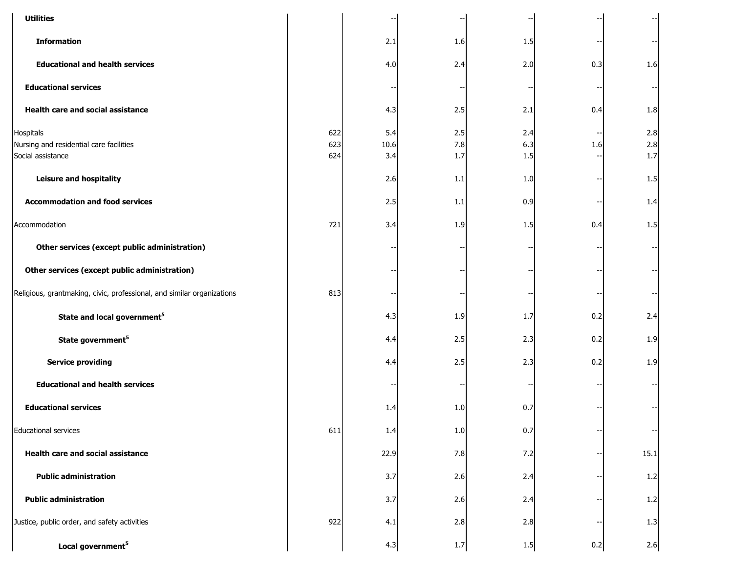| | | | | | | |
|---|---|---|---|---|---|---|
| **Utilities** | | -- | -- | -- | -- | -- |
| **Information** | | 2.1 | 1.6 | 1.5 | -- | -- |
| **Educational and health services** | | 4.0 | 2.4 | 2.0 | 0.3 | 1.6 |
| **Educational services** | | -- | -- | -- | -- | -- |
| **Health care and social assistance** | | 4.3 | 2.5 | 2.1 | 0.4 | 1.8 |
| Hospitals | 622 | 5.4 | 2.5 | 2.4 | -- | 2.8 |
| Nursing and residential care facilities | 623 | 10.6 | 7.8 | 6.3 | 1.6 | 2.8 |
| Social assistance | 624 | 3.4 | 1.7 | 1.5 | -- | 1.7 |
| **Leisure and hospitality** | | 2.6 | 1.1 | 1.0 | -- | 1.5 |
| **Accommodation and food services** | | 2.5 | 1.1 | 0.9 | -- | 1.4 |
| Accommodation | 721 | 3.4 | 1.9 | 1.5 | 0.4 | 1.5 |
| **Other services (except public administration)** | | -- | -- | -- | -- | -- |
| **Other services (except public administration)** | | -- | -- | -- | -- | -- |
| Religious, grantmaking, civic, professional, and similar organizations | 813 | -- | -- | -- | -- | -- |
| **State and local government[5]** | | 4.3 | 1.9 | 1.7 | 0.2 | 2.4 |
| **State government[5]** | | 4.4 | 2.5 | 2.3 | 0.2 | 1.9 |
| **Service providing** | | 4.4 | 2.5 | 2.3 | 0.2 | 1.9 |
| **Educational and health services** | | -- | -- | -- | -- | -- |
| **Educational services** | | 1.4 | 1.0 | 0.7 | -- | -- |
| Educational services | 611 | 1.4 | 1.0 | 0.7 | -- | -- |
| **Health care and social assistance** | | 22.9 | 7.8 | 7.2 | -- | 15.1 |
| **Public administration** | | 3.7 | 2.6 | 2.4 | -- | 1.2 |
| **Public administration** | | 3.7 | 2.6 | 2.4 | -- | 1.2 |
| Justice, public order, and safety activities | 922 | 4.1 | 2.8 | 2.8 | -- | 1.3 |
| **Local government[5]** | | 4.3 | 1.7 | 1.5 | 0.2 | 2.6 |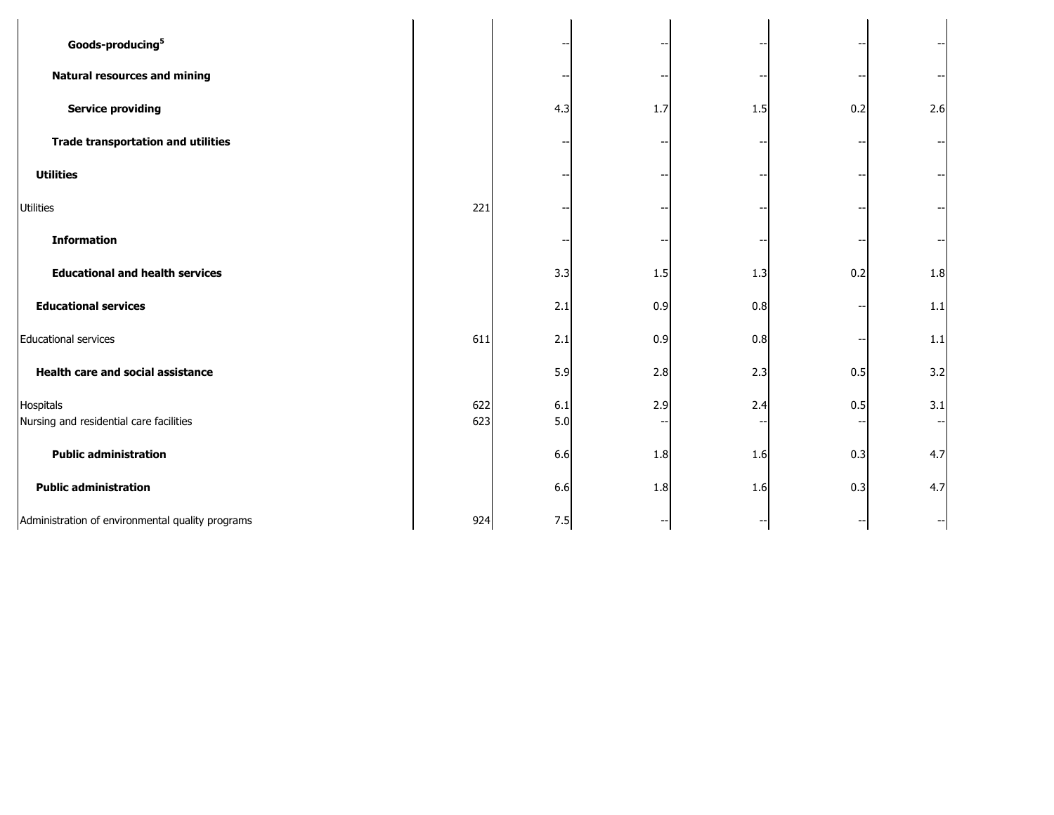| | | | | | | |
|---|---|---|---|---|---|---|
| **Goods-producing[5]** | | -- | -- | -- | -- | -- |
| **Natural resources and mining** | | -- | -- | -- | -- | -- |
| **Service providing** | | 4.3 | 1.7 | 1.5 | 0.2 | 2.6 |
| **Trade transportation and utilities** | | -- | -- | -- | -- | -- |
| **Utilities** | | -- | -- | -- | -- | -- |
| Utilities | 221 | -- | -- | -- | -- | -- |
| **Information** | | -- | -- | -- | -- | -- |
| **Educational and health services** | | 3.3 | 1.5 | 1.3 | 0.2 | 1.8 |
| **Educational services** | | 2.1 | 0.9 | 0.8 | -- | 1.1 |
| Educational services | 611 | 2.1 | 0.9 | 0.8 | -- | 1.1 |
| **Health care and social assistance** | | 5.9 | 2.8 | 2.3 | 0.5 | 3.2 |
| Hospitals | 622 | 6.1 | 2.9 | 2.4 | 0.5 | 3.1 |
| Nursing and residential care facilities | 623 | 5.0 | -- | -- | -- | -- |
| **Public administration** | | 6.6 | 1.8 | 1.6 | 0.3 | 4.7 |
| **Public administration** | | 6.6 | 1.8 | 1.6 | 0.3 | 4.7 |
| Administration of environmental quality programs | 924 | 7.5 | -- | -- | -- | -- |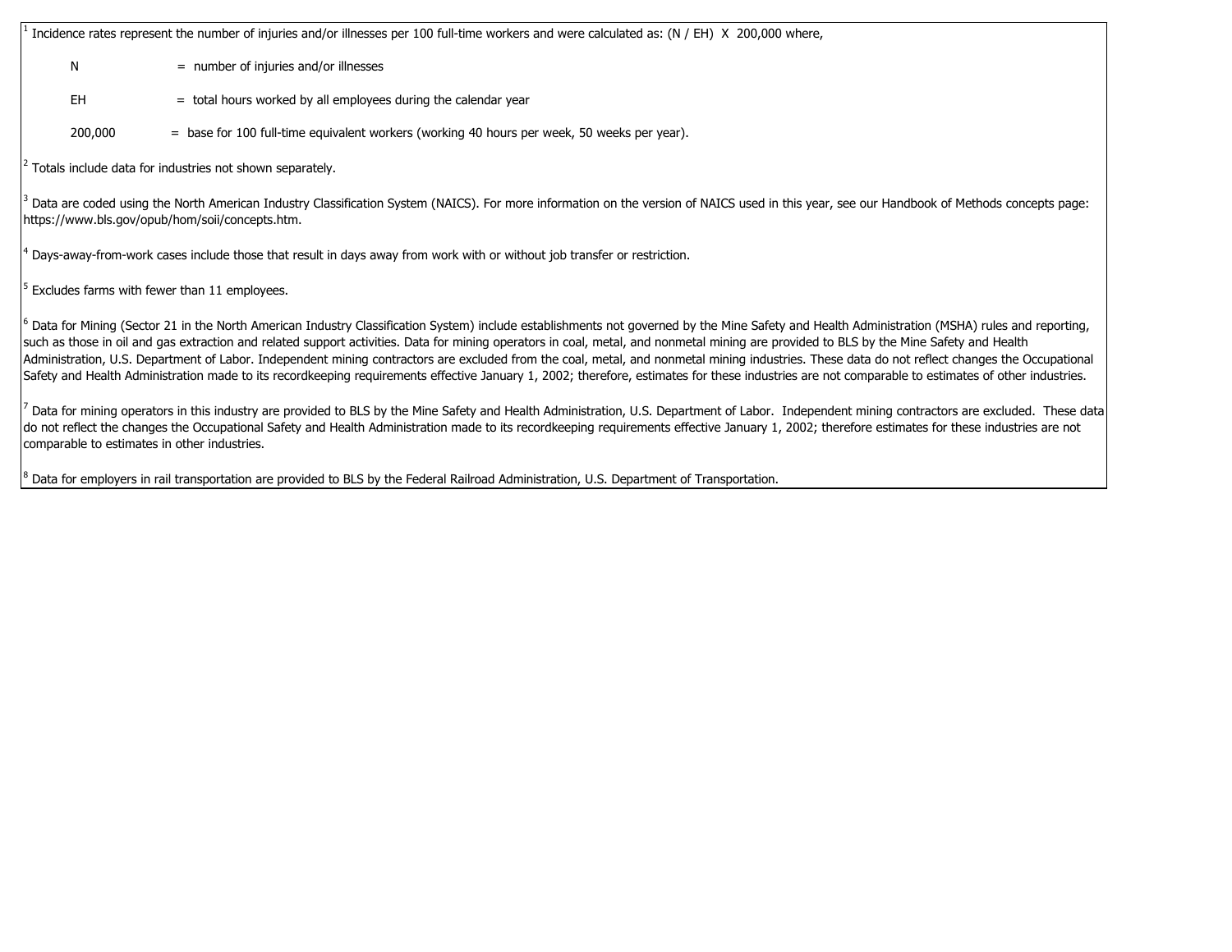[1] Incidence rates represent the number of injuries and/or illnesses per 100 full-time workers and were calculated as: (N / EH) X 200,000 where,

N = number of injuries and/or illnesses

EH = total hours worked by all employees during the calendar year

200,000 = base for 100 full-time equivalent workers (working 40 hours per week, 50 weeks per year).

[2] Totals include data for industries not shown separately.

[3] Data are coded using the North American Industry Classification System (NAICS). For more information on the version of NAICS used in this year, see our Handbook of Methods concepts page: https://www.bls.gov/opub/hom/soii/concepts.htm.

[4] Days-away-from-work cases include those that result in days away from work with or without job transfer or restriction.

[5] Excludes farms with fewer than 11 employees.

[6] Data for Mining (Sector 21 in the North American Industry Classification System) include establishments not governed by the Mine Safety and Health Administration (MSHA) rules and reporting, such as those in oil and gas extraction and related support activities. Data for mining operators in coal, metal, and nonmetal mining are provided to BLS by the Mine Safety and Health Administration, U.S. Department of Labor. Independent mining contractors are excluded from the coal, metal, and nonmetal mining industries. These data do not reflect changes the Occupational Safety and Health Administration made to its recordkeeping requirements effective January 1, 2002; therefore, estimates for these industries are not comparable to estimates of other industries.

[7] Data for mining operators in this industry are provided to BLS by the Mine Safety and Health Administration, U.S. Department of Labor. Independent mining contractors are excluded. These data do not reflect the changes the Occupational Safety and Health Administration made to its recordkeeping requirements effective January 1, 2002; therefore estimates for these industries are not comparable to estimates in other industries.

[8] Data for employers in rail transportation are provided to BLS by the Federal Railroad Administration, U.S. Department of Transportation.